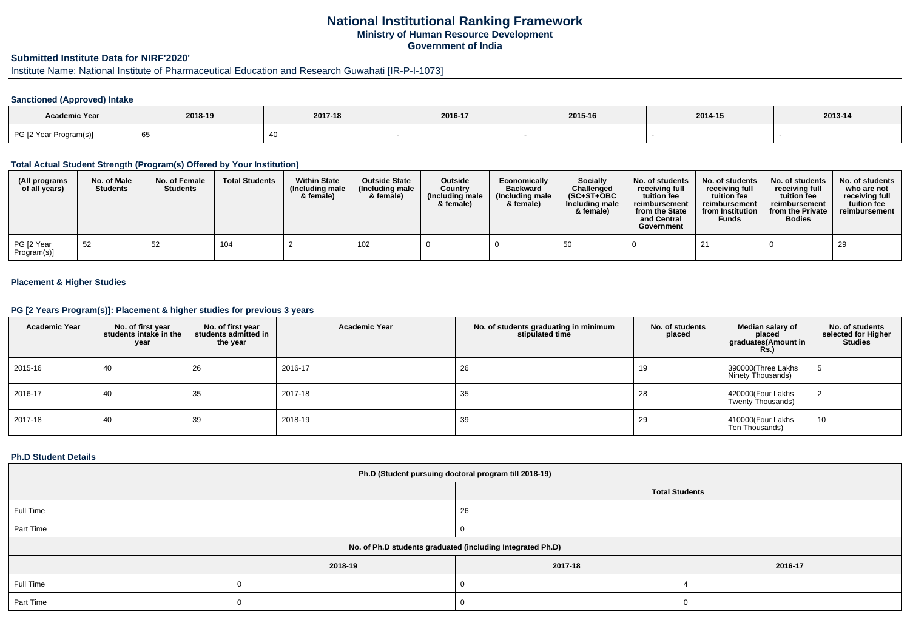# National Institutional Ranking Framework

**Ministry of Human Resource Development**

**Government of India**

## Submitted Institute Data for NIRF'2020'

Institute Name: National Institute of Pharmaceutical Education and Research Guwahati [IR-P-I-1073]

### Sanctioned (Approved) Intake

| Academic Year | 2018-19 | 2017-18 | 2016-17 | 2015-16 | 2014-15 | 2013-14 |
|---|---|---|---|---|---|---|
| PG [2 Year Program(s)] | 65 | 40 | - | - | - | - |

### Total Actual Student Strength (Program(s) Offered by Your Institution)

| (All programs of all years) | No. of Male Students | No. of Female Students | Total Students | Within State (Including male & female) | Outside State (Including male & female) | Outside Country (Including male & female) | Economically Backward (Including male & female) | Socially Challenged (SC+ST+OBC Including male & female) | No. of students receiving full tuition fee reimbursement from the State and Central Government | No. of students receiving full tuition fee reimbursement from Institution Funds | No. of students receiving full tuition fee reimbursement from the Private Bodies | No. of students who are not receiving full tuition fee reimbursement |
|---|---|---|---|---|---|---|---|---|---|---|---|---|
| PG [2 Year Program(s)] | 52 | 52 | 104 | 2 | 102 | 0 | 0 | 50 | 0 | 21 | 0 | 29 |

### Placement & Higher Studies

### PG [2 Years Program(s)]: Placement & higher studies for previous 3 years

| Academic Year | No. of first year students intake in the year | No. of first year students admitted in the year | Academic Year | No. of students graduating in minimum stipulated time | No. of students placed | Median salary of placed graduates(Amount in Rs.) | No. of students selected for Higher Studies |
|---|---|---|---|---|---|---|---|
| 2015-16 | 40 | 26 | 2016-17 | 26 | 19 | 390000(Three Lakhs Ninety Thousands) | 5 |
| 2016-17 | 40 | 35 | 2017-18 | 35 | 28 | 420000(Four Lakhs Twenty Thousands) | 2 |
| 2017-18 | 40 | 39 | 2018-19 | 39 | 29 | 410000(Four Lakhs Ten Thousands) | 10 |

### Ph.D Student Details

| Ph.D (Student pursuing doctoral program till 2018-19) | | | |
|---|---|---|---|
| | Total Students | | |
| Full Time | 26 | | |
| Part Time | 0 | | |
| No. of Ph.D students graduated (including Integrated Ph.D) | | | |
| | 2018-19 | 2017-18 | 2016-17 |
| Full Time | 0 | 0 | 4 |
| Part Time | 0 | 0 | 0 |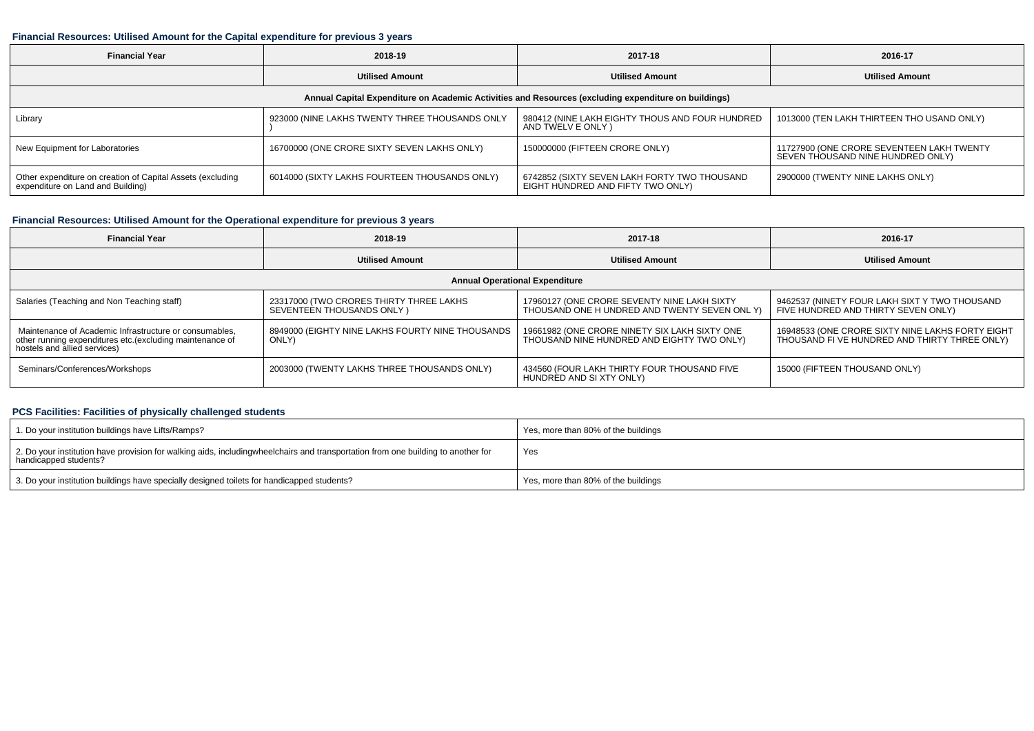### Financial Resources: Utilised Amount for the Capital expenditure for previous 3 years

| Financial Year | 2018-19 | 2017-18 | 2016-17 |
|---|---|---|---|
| | Utilised Amount | Utilised Amount | Utilised Amount |
| Annual Capital Expenditure on Academic Activities and Resources (excluding expenditure on buildings) | | | |
| Library | 923000 (NINE LAKHS TWENTY THREE THOUSANDS ONLY ) | 980412 (NINE LAKH EIGHTY THOUS AND FOUR HUNDRED AND TWELV E ONLY ) | 1013000 (TEN LAKH THIRTEEN THO USAND ONLY) |
| New Equipment for Laboratories | 16700000 (ONE CRORE SIXTY SEVEN LAKHS ONLY) | 150000000 (FIFTEEN CRORE ONLY) | 11727900 (ONE CRORE SEVENTEEN LAKH TWENTY SEVEN THOUSAND NINE HUNDRED ONLY) |
| Other expenditure on creation of Capital Assets (excluding expenditure on Land and Building) | 6014000 (SIXTY LAKHS FOURTEEN THOUSANDS ONLY) | 6742852 (SIXTY SEVEN LAKH FORTY TWO THOUSAND EIGHT HUNDRED AND FIFTY TWO ONLY) | 2900000 (TWENTY NINE LAKHS ONLY) |

### Financial Resources: Utilised Amount for the Operational expenditure for previous 3 years

| Financial Year | 2018-19 | 2017-18 | 2016-17 |
|---|---|---|---|
| | Utilised Amount | Utilised Amount | Utilised Amount |
| Annual Operational Expenditure | | | |
| Salaries (Teaching and Non Teaching staff) | 23317000 (TWO CRORES THIRTY THREE LAKHS SEVENTEEN THOUSANDS ONLY ) | 17960127 (ONE CRORE SEVENTY NINE LAKH SIXTY THOUSAND ONE H UNDRED AND TWENTY SEVEN ONL Y) | 9462537 (NINETY FOUR LAKH SIXT Y TWO THOUSAND FIVE HUNDRED AND THIRTY SEVEN ONLY) |
| Maintenance of Academic Infrastructure or consumables, other running expenditures etc.(excluding maintenance of hostels and allied services) | 8949000 (EIGHTY NINE LAKHS FOURTY NINE THOUSANDS ONLY) | 19661982 (ONE CRORE NINETY SIX LAKH SIXTY ONE THOUSAND NINE HUNDRED AND EIGHTY TWO ONLY) | 16948533 (ONE CRORE SIXTY NINE LAKHS FORTY EIGHT THOUSAND FI VE HUNDRED AND THIRTY THREE ONLY) |
| Seminars/Conferences/Workshops | 2003000 (TWENTY LAKHS THREE THOUSANDS ONLY) | 434560 (FOUR LAKH THIRTY FOUR THOUSAND FIVE HUNDRED AND SI XTY ONLY) | 15000 (FIFTEEN THOUSAND ONLY) |

### PCS Facilities: Facilities of physically challenged students

| | |
|---|---|
| 1. Do your institution buildings have Lifts/Ramps? | Yes, more than 80% of the buildings |
| 2. Do your institution have provision for walking aids, includingwheelchairs and transportation from one building to another for handicapped students? | Yes |
| 3. Do your institution buildings have specially designed toilets for handicapped students? | Yes, more than 80% of the buildings |